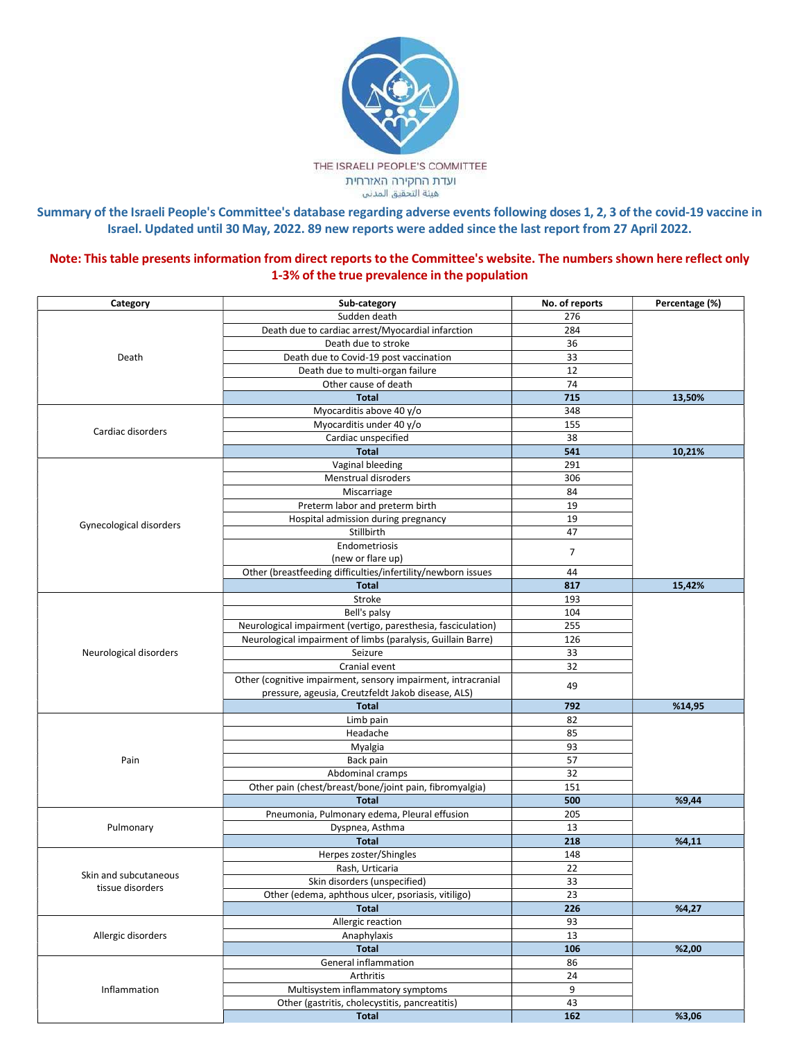THE ISRAELI PEOPLE'S COMMITTEE

ועדת החקירה האזרחית

هيئة التحقيق المدنى

## Summary of the Israeli People's Committee's database regarding adverse events following doses 1, 2, 3 of the covid-19 vaccine in Israel. Updated until 30 May, 2022. 89 new reports were added since the last report from 27 April 2022.

**Note: This table presents information from direct reports to the Committee's website. The numbers shown here reflect only 1-3% of the true prevalence in the population**

| Category | Sub-category | No. of reports | Percentage (%) |
|---|---|---|---|
| Death | Sudden death | 276 | |
| | Death due to cardiac arrest/Myocardial infarction | 284 | |
| | Death due to stroke | 36 | |
| | Death due to Covid-19 post vaccination | 33 | |
| | Death due to multi-organ failure | 12 | |
| | Other cause of death | 74 | |
| | **Total** | **715** | **13,50%** |
| Cardiac disorders | Myocarditis above 40 y/o | 348 | |
| | Myocarditis under 40 y/o | 155 | |
| | Cardiac unspecified | 38 | |
| | **Total** | **541** | **10,21%** |
| Gynecological disorders | Vaginal bleeding | 291 | |
| | Menstrual disroders | 306 | |
| | Miscarriage | 84 | |
| | Preterm labor and preterm birth | 19 | |
| | Hospital admission during pregnancy | 19 | |
| | Stillbirth | 47 | |
| | Endometriosis (new or flare up) | 7 | |
| | Other (breastfeeding difficulties/infertility/newborn issues | 44 | |
| | **Total** | **817** | **15,42%** |
| Neurological disorders | Stroke | 193 | |
| | Bell's palsy | 104 | |
| | Neurological impairment (vertigo, paresthesia, fasciculation) | 255 | |
| | Neurological impairment of limbs (paralysis, Guillain Barre) | 126 | |
| | Seizure | 33 | |
| | Cranial event | 32 | |
| | Other (cognitive impairment, sensory impairment, intracranial pressure, ageusia, Creutzfeldt Jakob disease, ALS) | 49 | |
| | **Total** | **792** | **%14,95** |
| Pain | Limb pain | 82 | |
| | Headache | 85 | |
| | Myalgia | 93 | |
| | Back pain | 57 | |
| | Abdominal cramps | 32 | |
| | Other pain (chest/breast/bone/joint pain, fibromyalgia) | 151 | |
| | **Total** | **500** | **%9,44** |
| Pulmonary | Pneumonia, Pulmonary edema, Pleural effusion | 205 | |
| | Dyspnea, Asthma | 13 | |
| | **Total** | **218** | **%4,11** |
| Skin and subcutaneous tissue disorders | Herpes zoster/Shingles | 148 | |
| | Rash, Urticaria | 22 | |
| | Skin disorders (unspecified) | 33 | |
| | Other (edema, aphthous ulcer, psoriasis, vitiligo) | 23 | |
| | **Total** | **226** | **%4,27** |
| Allergic disorders | Allergic reaction | 93 | |
| | Anaphylaxis | 13 | |
| | **Total** | **106** | **%2,00** |
| Inflammation | General inflammation | 86 | |
| | Arthritis | 24 | |
| | Multisystem inflammatory symptoms | 9 | |
| | Other (gastritis, cholecystitis, pancreatitis) | 43 | |
| | **Total** | **162** | **%3,06** |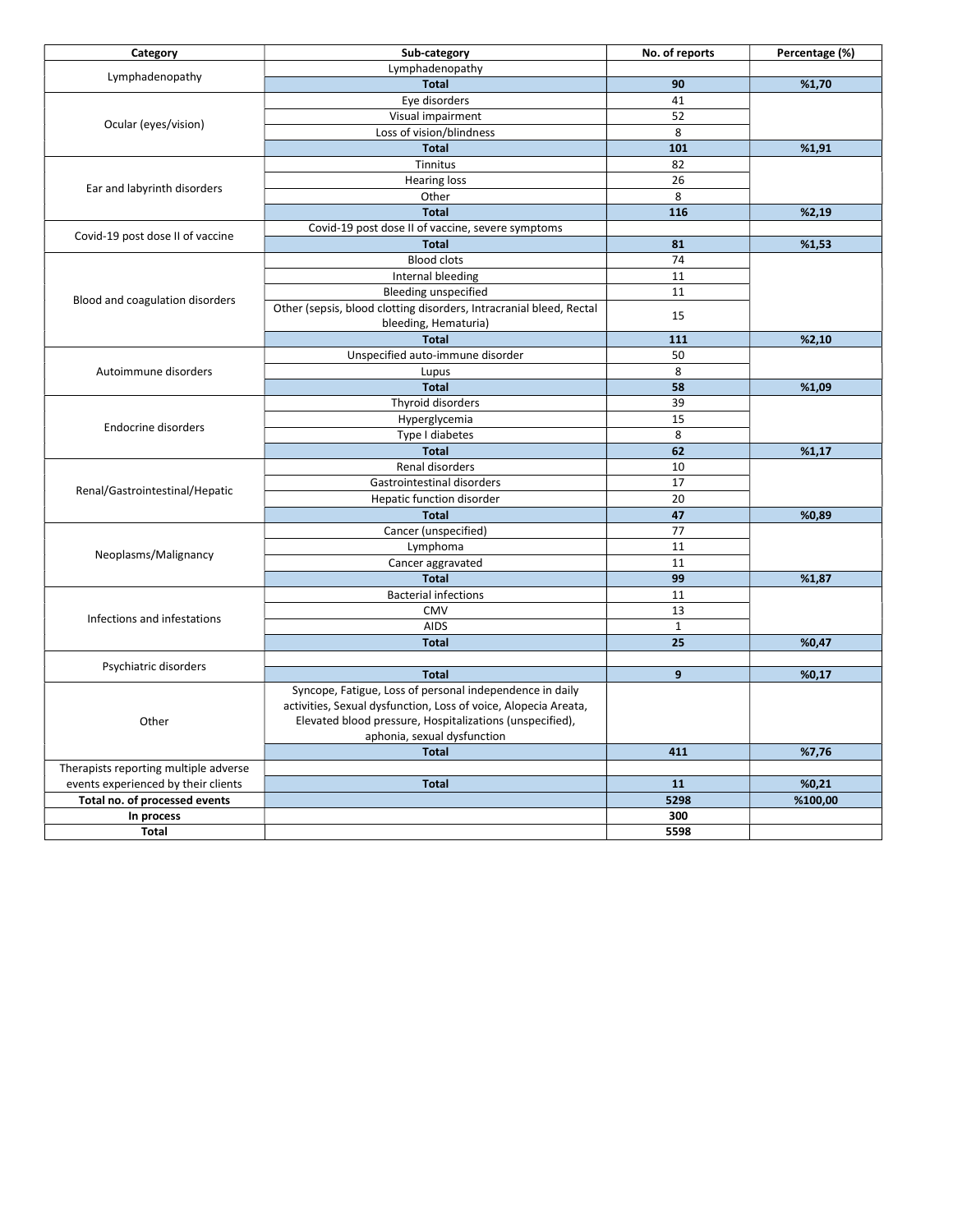| Category | Sub-category | No. of reports | Percentage (%) |
|---|---|---|---|
| Lymphadenopathy | Lymphadenopathy | | |
| | **Total** | **90** | **%1,70** |
| Ocular (eyes/vision) | Eye disorders | 41 | |
| | Visual impairment | 52 | |
| | Loss of vision/blindness | 8 | |
| | **Total** | **101** | **%1,91** |
| Ear and labyrinth disorders | Tinnitus | 82 | |
| | Hearing loss | 26 | |
| | Other | 8 | |
| | **Total** | **116** | **%2,19** |
| Covid-19 post dose II of vaccine | Covid-19 post dose II of vaccine, severe symptoms | | |
| | **Total** | **81** | **%1,53** |
| Blood and coagulation disorders | Blood clots | 74 | |
| | Internal bleeding | 11 | |
| | Bleeding unspecified | 11 | |
| | Other (sepsis, blood clotting disorders, Intracranial bleed, Rectal bleeding, Hematuria) | 15 | |
| | **Total** | **111** | **%2,10** |
| Autoimmune disorders | Unspecified auto-immune disorder | 50 | |
| | Lupus | 8 | |
| | **Total** | **58** | **%1,09** |
| Endocrine disorders | Thyroid disorders | 39 | |
| | Hyperglycemia | 15 | |
| | Type I diabetes | 8 | |
| | **Total** | **62** | **%1,17** |
| Renal/Gastrointestinal/Hepatic | Renal disorders | 10 | |
| | Gastrointestinal disorders | 17 | |
| | Hepatic function disorder | 20 | |
| | **Total** | **47** | **%0,89** |
| Neoplasms/Malignancy | Cancer (unspecified) | 77 | |
| | Lymphoma | 11 | |
| | Cancer aggravated | 11 | |
| | **Total** | **99** | **%1,87** |
| Infections and infestations | Bacterial infections | 11 | |
| | CMV | 13 | |
| | AIDS | 1 | |
| | **Total** | **25** | **%0,47** |
| Psychiatric disorders | | | |
| | **Total** | **9** | **%0,17** |
| Other | Syncope, Fatigue, Loss of personal independence in daily activities, Sexual dysfunction, Loss of voice, Alopecia Areata, Elevated blood pressure, Hospitalizations (unspecified), aphonia, sexual dysfunction | | |
| | **Total** | **411** | **%7,76** |
| Therapists reporting multiple adverse events experienced by their clients | | | |
| | **Total** | **11** | **%0,21** |
| **Total no. of processed events** | | **5298** | **%100,00** |
| **In process** | | **300** | |
| **Total** | | **5598** | |